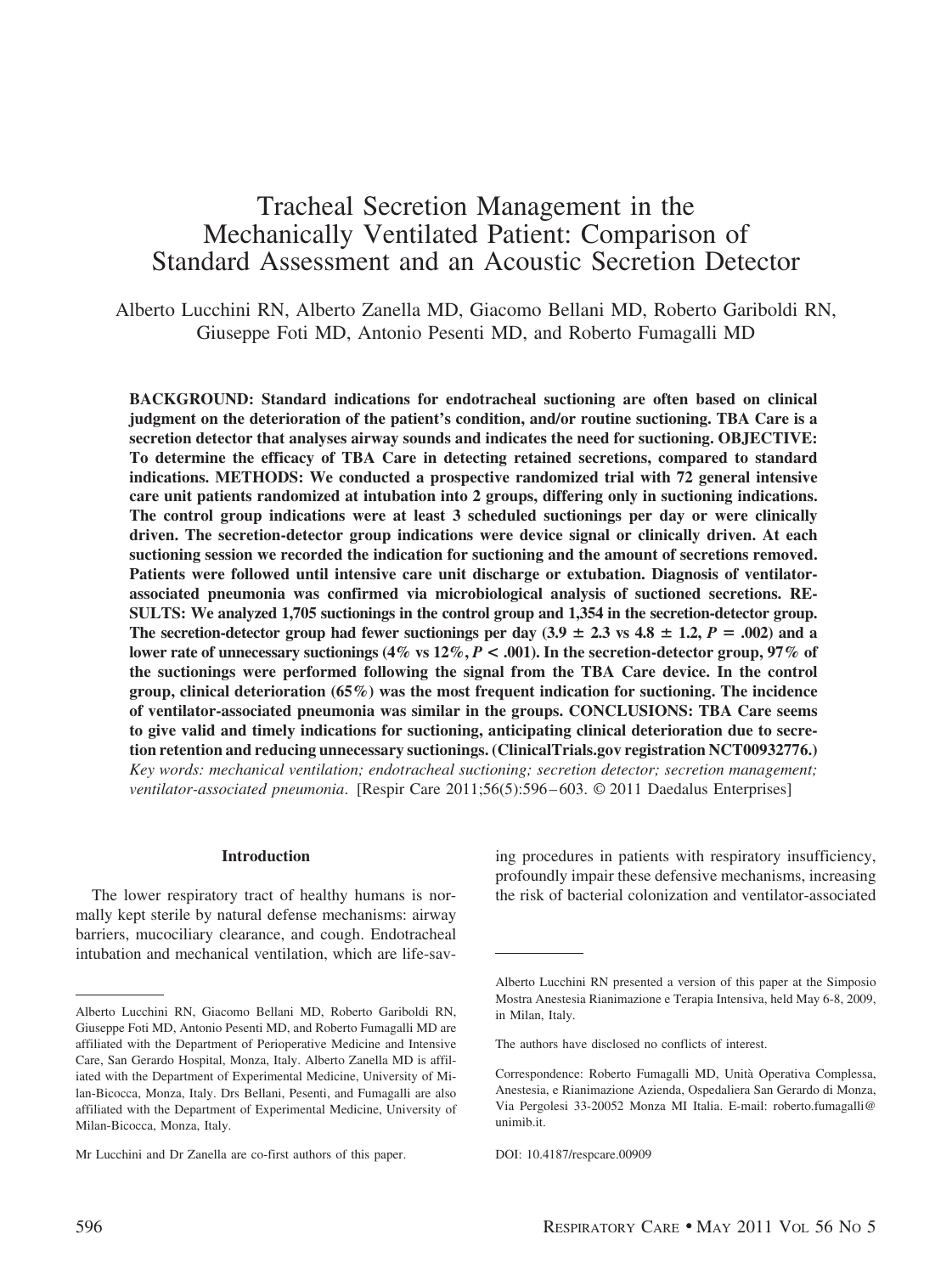# Tracheal Secretion Management in the Mechanically Ventilated Patient: Comparison of Standard Assessment and an Acoustic Secretion Detector

Alberto Lucchini RN, Alberto Zanella MD, Giacomo Bellani MD, Roberto Gariboldi RN, Giuseppe Foti MD, Antonio Pesenti MD, and Roberto Fumagalli MD

**BACKGROUND: Standard indications for endotracheal suctioning are often based on clinical judgment on the deterioration of the patient's condition, and/or routine suctioning. TBA Care is a secretion detector that analyses airway sounds and indicates the need for suctioning. OBJECTIVE: To determine the efficacy of TBA Care in detecting retained secretions, compared to standard indications. METHODS: We conducted a prospective randomized trial with 72 general intensive care unit patients randomized at intubation into 2 groups, differing only in suctioning indications. The control group indications were at least 3 scheduled suctionings per day or were clinically driven. The secretion-detector group indications were device signal or clinically driven. At each suctioning session we recorded the indication for suctioning and the amount of secretions removed. Patients were followed until intensive care unit discharge or extubation. Diagnosis of ventilator-associated pneumonia was confirmed via microbiological analysis of suctioned secretions. RESULTS: We analyzed 1,705 suctionings in the control group and 1,354 in the secretion-detector group. The secretion-detector group had fewer suctionings per day (3.9 ± 2.3 vs 4.8 ± 1.2, $P = .002$) and a lower rate of unnecessary suctionings (4% vs 12%, $P < .001$). In the secretion-detector group, 97% of the suctionings were performed following the signal from the TBA Care device. In the control group, clinical deterioration (65%) was the most frequent indication for suctioning. The incidence of ventilator-associated pneumonia was similar in the groups. CONCLUSIONS: TBA Care seems to give valid and timely indications for suctioning, anticipating clinical deterioration due to secretion retention and reducing unnecessary suctionings. (ClinicalTrials.gov registration NCT00932776.)** *Key words: mechanical ventilation; endotracheal suctioning; secretion detector; secretion management; ventilator-associated pneumonia*. [Respir Care 2011;56(5):596–603. © 2011 Daedalus Enterprises]

## Introduction

The lower respiratory tract of healthy humans is normally kept sterile by natural defense mechanisms: airway barriers, mucociliary clearance, and cough. Endotracheal intubation and mechanical ventilation, which are life-saving procedures in patients with respiratory insufficiency, profoundly impair these defensive mechanisms, increasing the risk of bacterial colonization and ventilator-associated

---

Alberto Lucchini RN, Giacomo Bellani MD, Roberto Gariboldi RN, Giuseppe Foti MD, Antonio Pesenti MD, and Roberto Fumagalli MD are affiliated with the Department of Perioperative Medicine and Intensive Care, San Gerardo Hospital, Monza, Italy. Alberto Zanella MD is affiliated with the Department of Experimental Medicine, University of Milan-Bicocca, Monza, Italy. Drs Bellani, Pesenti, and Fumagalli are also affiliated with the Department of Experimental Medicine, University of Milan-Bicocca, Monza, Italy.

Mr Lucchini and Dr Zanella are co-first authors of this paper.

Alberto Lucchini RN presented a version of this paper at the Simposio Mostra Anestesia Rianimazione e Terapia Intensiva, held May 6-8, 2009, in Milan, Italy.

The authors have disclosed no conflicts of interest.

Correspondence: Roberto Fumagalli MD, Unità Operativa Complessa, Anestesia, e Rianimazione Azienda, Ospedaliera San Gerardo di Monza, Via Pergolesi 33-20052 Monza MI Italia. E-mail: roberto.fumagalli@unimib.it.

DOI: 10.4187/respcare.00909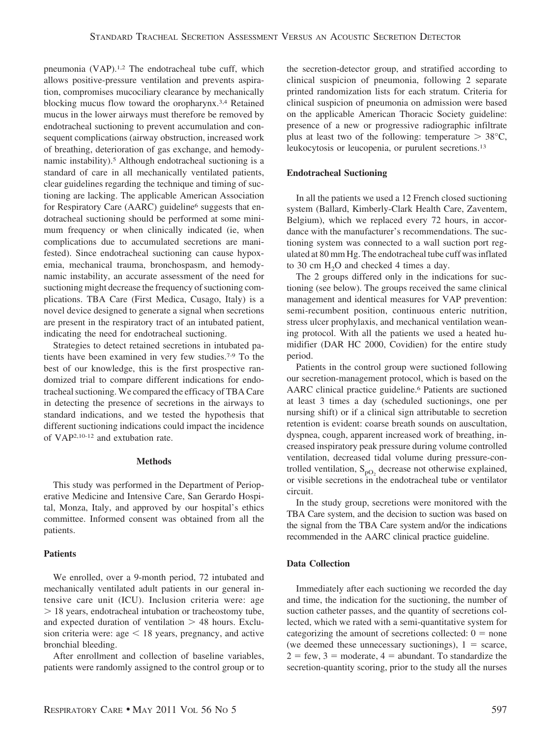pneumonia (VAP).[1,2] The endotracheal tube cuff, which allows positive-pressure ventilation and prevents aspiration, compromises mucociliary clearance by mechanically blocking mucus flow toward the oropharynx.[3,4] Retained mucus in the lower airways must therefore be removed by endotracheal suctioning to prevent accumulation and consequent complications (airway obstruction, increased work of breathing, deterioration of gas exchange, and hemodynamic instability).[5] Although endotracheal suctioning is a standard of care in all mechanically ventilated patients, clear guidelines regarding the technique and timing of suctioning are lacking. The applicable American Association for Respiratory Care (AARC) guideline[6] suggests that endotracheal suctioning should be performed at some minimum frequency or when clinically indicated (ie, when complications due to accumulated secretions are manifested). Since endotracheal suctioning can cause hypoxemia, mechanical trauma, bronchospasm, and hemodynamic instability, an accurate assessment of the need for suctioning might decrease the frequency of suctioning complications. TBA Care (First Medica, Cusago, Italy) is a novel device designed to generate a signal when secretions are present in the respiratory tract of an intubated patient, indicating the need for endotracheal suctioning.

Strategies to detect retained secretions in intubated patients have been examined in very few studies.[7-9] To the best of our knowledge, this is the first prospective randomized trial to compare different indications for endotracheal suctioning. We compared the efficacy of TBA Care in detecting the presence of secretions in the airways to standard indications, and we tested the hypothesis that different suctioning indications could impact the incidence of VAP[2,10-12] and extubation rate.

## Methods

This study was performed in the Department of Perioperative Medicine and Intensive Care, San Gerardo Hospital, Monza, Italy, and approved by our hospital's ethics committee. Informed consent was obtained from all the patients.

### Patients

We enrolled, over a 9-month period, 72 intubated and mechanically ventilated adult patients in our general intensive care unit (ICU). Inclusion criteria were: age $> 18$ years, endotracheal intubation or tracheostomy tube, and expected duration of ventilation $> 48$ hours. Exclusion criteria were: age $< 18$ years, pregnancy, and active bronchial bleeding.

After enrollment and collection of baseline variables, patients were randomly assigned to the control group or to the secretion-detector group, and stratified according to clinical suspicion of pneumonia, following 2 separate printed randomization lists for each stratum. Criteria for clinical suspicion of pneumonia on admission were based on the applicable American Thoracic Society guideline: presence of a new or progressive radiographic infiltrate plus at least two of the following: temperature $> 38°C$, leukocytosis or leucopenia, or purulent secretions.[13]

### Endotracheal Suctioning

In all the patients we used a 12 French closed suctioning system (Ballard, Kimberly-Clark Health Care, Zaventem, Belgium), which we replaced every 72 hours, in accordance with the manufacturer's recommendations. The suctioning system was connected to a wall suction port regulated at 80 mm Hg. The endotracheal tube cuff was inflated to 30 cm $H_2O$ and checked 4 times a day.

The 2 groups differed only in the indications for suctioning (see below). The groups received the same clinical management and identical measures for VAP prevention: semi-recumbent position, continuous enteric nutrition, stress ulcer prophylaxis, and mechanical ventilation weaning protocol. With all the patients we used a heated humidifier (DAR HC 2000, Covidien) for the entire study period.

Patients in the control group were suctioned following our secretion-management protocol, which is based on the AARC clinical practice guideline.[6] Patients are suctioned at least 3 times a day (scheduled suctionings, one per nursing shift) or if a clinical sign attributable to secretion retention is evident: coarse breath sounds on auscultation, dyspnea, cough, apparent increased work of breathing, increased inspiratory peak pressure during volume controlled ventilation, decreased tidal volume during pressure-controlled ventilation, $S_{pO_2}$ decrease not otherwise explained, or visible secretions in the endotracheal tube or ventilator circuit.

In the study group, secretions were monitored with the TBA Care system, and the decision to suction was based on the signal from the TBA Care system and/or the indications recommended in the AARC clinical practice guideline.

### Data Collection

Immediately after each suctioning we recorded the day and time, the indication for the suctioning, the number of suction catheter passes, and the quantity of secretions collected, which we rated with a semi-quantitative system for categorizing the amount of secretions collected: 0 = none (we deemed these unnecessary suctionings), 1 = scarce, 2 = few, 3 = moderate, 4 = abundant. To standardize the secretion-quantity scoring, prior to the study all the nurses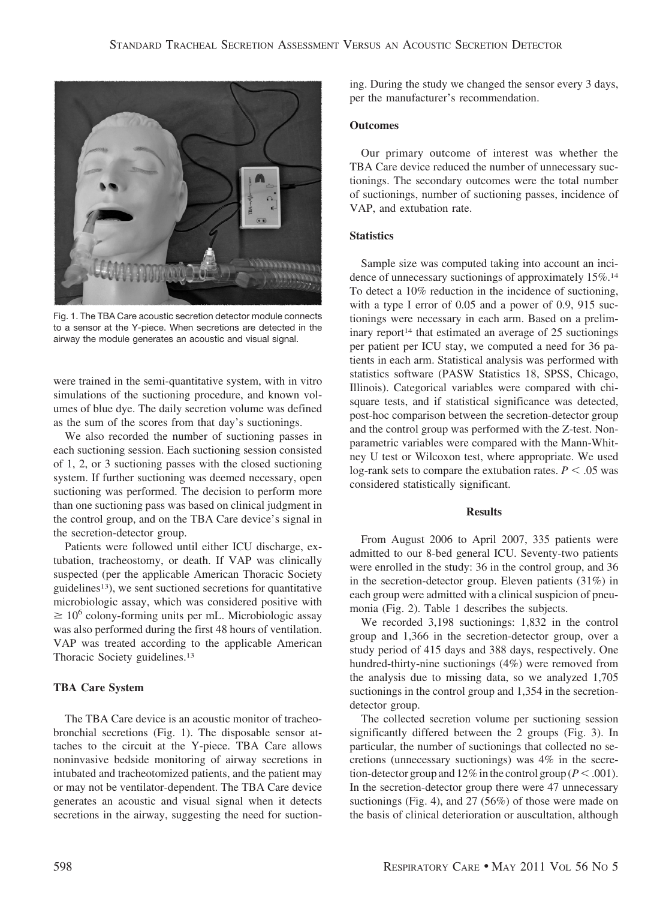Fig. 1. The TBA Care acoustic secretion detector module connects to a sensor at the Y-piece. When secretions are detected in the airway the module generates an acoustic and visual signal.

were trained in the semi-quantitative system, with in vitro simulations of the suctioning procedure, and known volumes of blue dye. The daily secretion volume was defined as the sum of the scores from that day's suctionings.

We also recorded the number of suctioning passes in each suctioning session. Each suctioning session consisted of 1, 2, or 3 suctioning passes with the closed suctioning system. If further suctioning was deemed necessary, open suctioning was performed. The decision to perform more than one suctioning pass was based on clinical judgment in the control group, and on the TBA Care device's signal in the secretion-detector group.

Patients were followed until either ICU discharge, extubation, tracheostomy, or death. If VAP was clinically suspected (per the applicable American Thoracic Society guidelines[13]), we sent suctioned secretions for quantitative microbiologic assay, which was considered positive with $\geq 10^6$ colony-forming units per mL. Microbiologic assay was also performed during the first 48 hours of ventilation. VAP was treated according to the applicable American Thoracic Society guidelines.[13]

### TBA Care System

The TBA Care device is an acoustic monitor of tracheobronchial secretions (Fig. 1). The disposable sensor attaches to the circuit at the Y-piece. TBA Care allows noninvasive bedside monitoring of airway secretions in intubated and tracheotomized patients, and the patient may or may not be ventilator-dependent. The TBA Care device generates an acoustic and visual signal when it detects secretions in the airway, suggesting the need for suctioning. During the study we changed the sensor every 3 days, per the manufacturer's recommendation.

### Outcomes

Our primary outcome of interest was whether the TBA Care device reduced the number of unnecessary suctionings. The secondary outcomes were the total number of suctionings, number of suctioning passes, incidence of VAP, and extubation rate.

### Statistics

Sample size was computed taking into account an incidence of unnecessary suctionings of approximately 15%.[14] To detect a 10% reduction in the incidence of suctioning, with a type I error of 0.05 and a power of 0.9, 915 suctionings were necessary in each arm. Based on a preliminary report[14] that estimated an average of 25 suctionings per patient per ICU stay, we computed a need for 36 patients in each arm. Statistical analysis was performed with statistics software (PASW Statistics 18, SPSS, Chicago, Illinois). Categorical variables were compared with chi-square tests, and if statistical significance was detected, post-hoc comparison between the secretion-detector group and the control group was performed with the Z-test. Nonparametric variables were compared with the Mann-Whitney U test or Wilcoxon test, where appropriate. We used log-rank sets to compare the extubation rates. $P < .05$ was considered statistically significant.

## Results

From August 2006 to April 2007, 335 patients were admitted to our 8-bed general ICU. Seventy-two patients were enrolled in the study: 36 in the control group, and 36 in the secretion-detector group. Eleven patients (31%) in each group were admitted with a clinical suspicion of pneumonia (Fig. 2). Table 1 describes the subjects.

We recorded 3,198 suctionings: 1,832 in the control group and 1,366 in the secretion-detector group, over a study period of 415 days and 388 days, respectively. One hundred-thirty-nine suctionings (4%) were removed from the analysis due to missing data, so we analyzed 1,705 suctionings in the control group and 1,354 in the secretion-detector group.

The collected secretion volume per suctioning session significantly differed between the 2 groups (Fig. 3). In particular, the number of suctionings that collected no secretions (unnecessary suctionings) was 4% in the secretion-detector group and 12% in the control group ($P < .001$). In the secretion-detector group there were 47 unnecessary suctionings (Fig. 4), and 27 (56%) of those were made on the basis of clinical deterioration or auscultation, although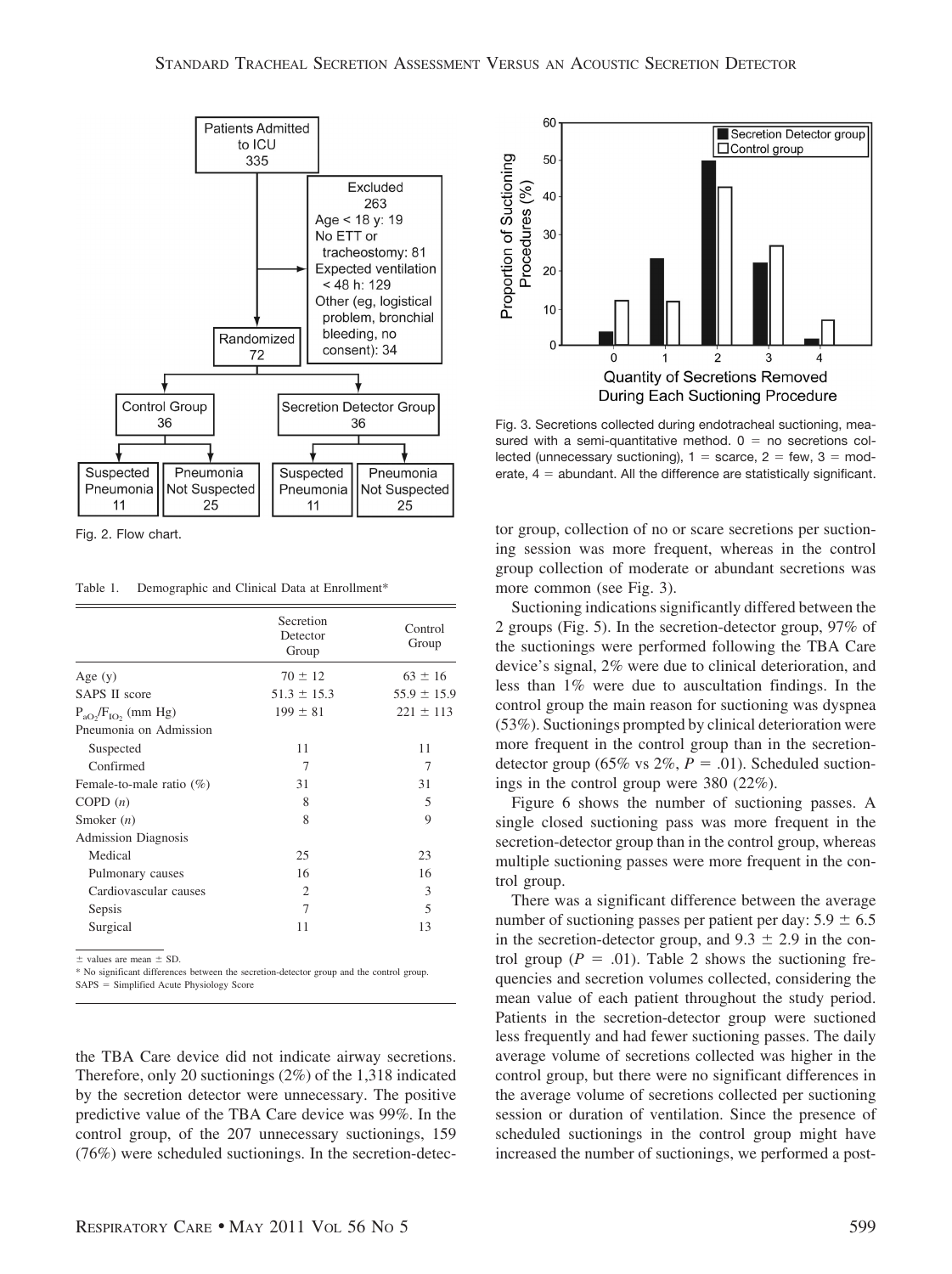Fig. 2. Flow chart.

Fig. 3. Secretions collected during endotracheal suctioning, measured with a semi-quantitative method. 0 = no secretions collected (unnecessary suctioning), 1 = scarce, 2 = few, 3 = moderate, 4 = abundant. All the difference are statistically significant.

Table 1. Demographic and Clinical Data at Enrollment*

| | Secretion Detector Group | Control Group |
|---|---|---|
| Age (y) | 70 ± 12 | 63 ± 16 |
| SAPS II score | 51.3 ± 15.3 | 55.9 ± 15.9 |
| $P_{aO_2}/F_{IO_2}$ (mm Hg) | 199 ± 81 | 221 ± 113 |
| Pneumonia on Admission | | |
| Suspected | 11 | 11 |
| Confirmed | 7 | 7 |
| Female-to-male ratio (%) | 31 | 31 |
| COPD (*n*) | 8 | 5 |
| Smoker (*n*) | 8 | 9 |
| Admission Diagnosis | | |
| Medical | 25 | 23 |
| Pulmonary causes | 16 | 16 |
| Cardiovascular causes | 2 | 3 |
| Sepsis | 7 | 5 |
| Surgical | 11 | 13 |

± values are mean ± SD.
* No significant differences between the secretion-detector group and the control group.
SAPS = Simplified Acute Physiology Score

the TBA Care device did not indicate airway secretions. Therefore, only 20 suctionings (2%) of the 1,318 indicated by the secretion detector were unnecessary. The positive predictive value of the TBA Care device was 99%. In the control group, of the 207 unnecessary suctionings, 159 (76%) were scheduled suctionings. In the secretion-detector group, collection of no or scare secretions per suctioning session was more frequent, whereas in the control group collection of moderate or abundant secretions was more common (see Fig. 3).

Suctioning indications significantly differed between the 2 groups (Fig. 5). In the secretion-detector group, 97% of the suctionings were performed following the TBA Care device's signal, 2% were due to clinical deterioration, and less than 1% were due to auscultation findings. In the control group the main reason for suctioning was dyspnea (53%). Suctionings prompted by clinical deterioration were more frequent in the control group than in the secretion-detector group (65% vs 2%, $P = .01$). Scheduled suctionings in the control group were 380 (22%).

Figure 6 shows the number of suctioning passes. A single closed suctioning pass was more frequent in the secretion-detector group than in the control group, whereas multiple suctioning passes were more frequent in the control group.

There was a significant difference between the average number of suctioning passes per patient per day: 5.9 ± 6.5 in the secretion-detector group, and 9.3 ± 2.9 in the control group ($P = .01$). Table 2 shows the suctioning frequencies and secretion volumes collected, considering the mean value of each patient throughout the study period. Patients in the secretion-detector group were suctioned less frequently and had fewer suctioning passes. The daily average volume of secretions collected was higher in the control group, but there were no significant differences in the average volume of secretions collected per suctioning session or duration of ventilation. Since the presence of scheduled suctionings in the control group might have increased the number of suctionings, we performed a post-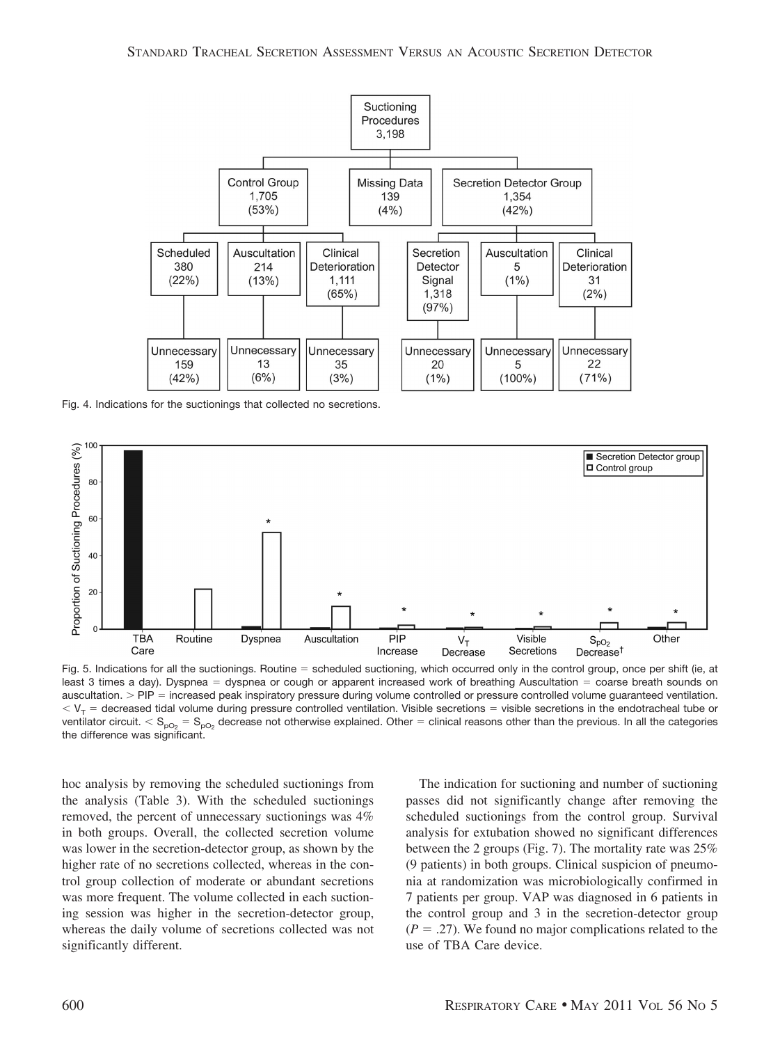Fig. 4. Indications for the suctionings that collected no secretions.

Fig. 5. Indications for all the suctionings. Routine = scheduled suctioning, which occurred only in the control group, once per shift (ie, at least 3 times a day). Dyspnea = dyspnea or cough or apparent increased work of breathing Auscultation = coarse breath sounds on auscultation. > PIP = increased peak inspiratory pressure during volume controlled or pressure controlled volume guaranteed ventilation. < $V_T$ = decreased tidal volume during pressure controlled ventilation. Visible secretions = visible secretions in the endotracheal tube or ventilator circuit. < $S_{pO_2}$ = $S_{pO_2}$ decrease not otherwise explained. Other = clinical reasons other than the previous. In all the categories the difference was significant.

hoc analysis by removing the scheduled suctionings from the analysis (Table 3). With the scheduled suctionings removed, the percent of unnecessary suctionings was 4% in both groups. Overall, the collected secretion volume was lower in the secretion-detector group, as shown by the higher rate of no secretions collected, whereas in the control group collection of moderate or abundant secretions was more frequent. The volume collected in each suctioning session was higher in the secretion-detector group, whereas the daily volume of secretions collected was not significantly different.

The indication for suctioning and number of suctioning passes did not significantly change after removing the scheduled suctionings from the control group. Survival analysis for extubation showed no significant differences between the 2 groups (Fig. 7). The mortality rate was 25% (9 patients) in both groups. Clinical suspicion of pneumonia at randomization was microbiologically confirmed in 7 patients per group. VAP was diagnosed in 6 patients in the control group and 3 in the secretion-detector group ($P = .27$). We found no major complications related to the use of TBA Care device.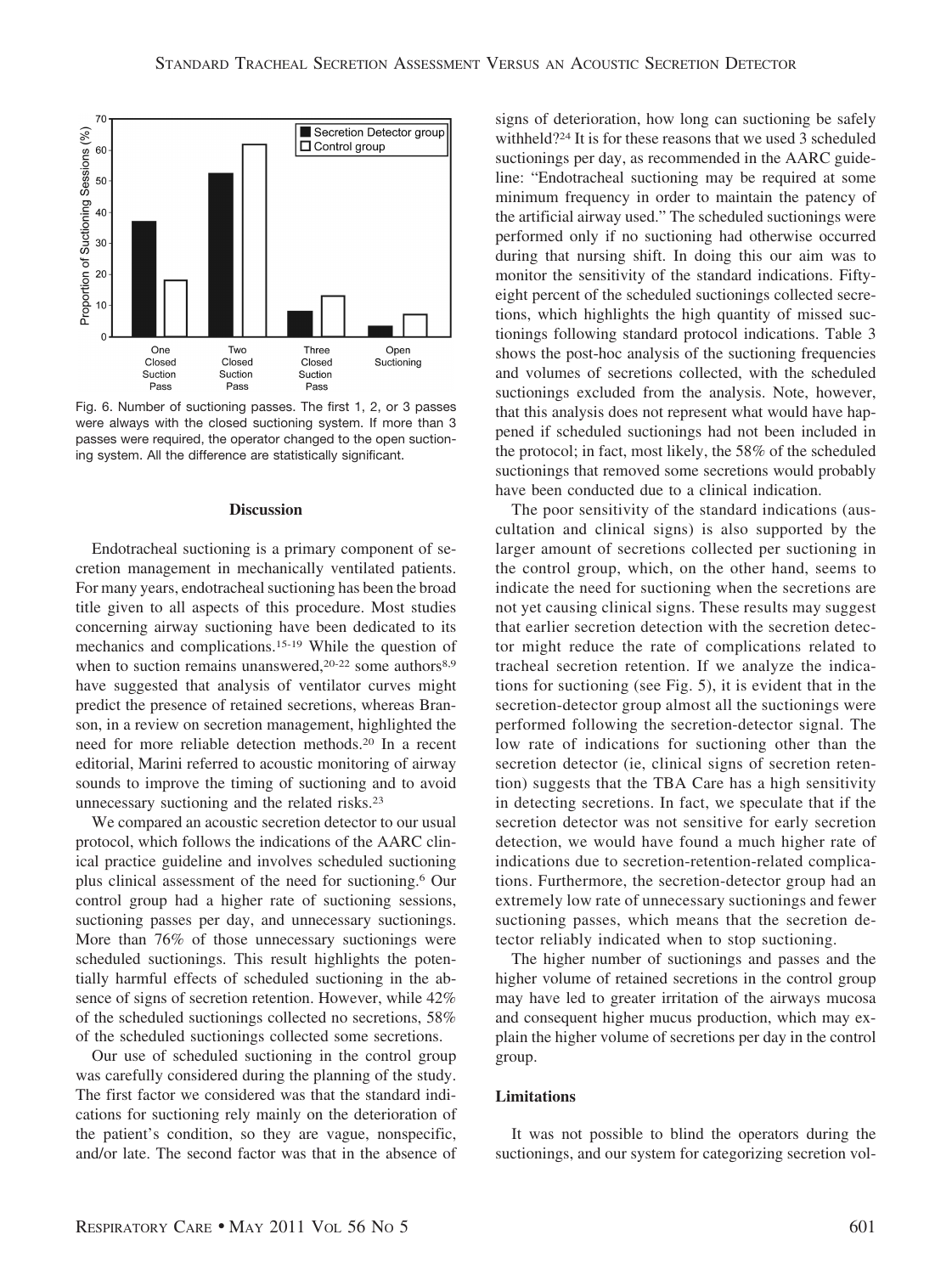70
60
50
40
30
20
10
0

Proportion of Suctioning Sessions (%)

Secretion Detector group
Control group

One Closed Suction Pass
Two Closed Suction Pass
Three Closed Suction Pass
Open Suctioning

Fig. 6. Number of suctioning passes. The first 1, 2, or 3 passes were always with the closed suctioning system. If more than 3 passes were required, the operator changed to the open suctioning system. All the difference are statistically significant.

## Discussion

Endotracheal suctioning is a primary component of secretion management in mechanically ventilated patients. For many years, endotracheal suctioning has been the broad title given to all aspects of this procedure. Most studies concerning airway suctioning have been dedicated to its mechanics and complications.[15-19] While the question of when to suction remains unanswered,[20-22] some authors[8,9] have suggested that analysis of ventilator curves might predict the presence of retained secretions, whereas Branson, in a review on secretion management, highlighted the need for more reliable detection methods.[20] In a recent editorial, Marini referred to acoustic monitoring of airway sounds to improve the timing of suctioning and to avoid unnecessary suctioning and the related risks.[23]

We compared an acoustic secretion detector to our usual protocol, which follows the indications of the AARC clinical practice guideline and involves scheduled suctioning plus clinical assessment of the need for suctioning.[6] Our control group had a higher rate of suctioning sessions, suctioning passes per day, and unnecessary suctionings. More than 76% of those unnecessary suctionings were scheduled suctionings. This result highlights the potentially harmful effects of scheduled suctioning in the absence of signs of secretion retention. However, while 42% of the scheduled suctionings collected no secretions, 58% of the scheduled suctionings collected some secretions.

Our use of scheduled suctioning in the control group was carefully considered during the planning of the study. The first factor we considered was that the standard indications for suctioning rely mainly on the deterioration of the patient's condition, so they are vague, nonspecific, and/or late. The second factor was that in the absence of signs of deterioration, how long can suctioning be safely withheld?[24] It is for these reasons that we used 3 scheduled suctionings per day, as recommended in the AARC guideline: "Endotracheal suctioning may be required at some minimum frequency in order to maintain the patency of the artificial airway used." The scheduled suctionings were performed only if no suctioning had otherwise occurred during that nursing shift. In doing this our aim was to monitor the sensitivity of the standard indications. Fifty-eight percent of the scheduled suctionings collected secretions, which highlights the high quantity of missed suctionings following standard protocol indications. Table 3 shows the post-hoc analysis of the suctioning frequencies and volumes of secretions collected, with the scheduled suctionings excluded from the analysis. Note, however, that this analysis does not represent what would have happened if scheduled suctionings had not been included in the protocol; in fact, most likely, the 58% of the scheduled suctionings that removed some secretions would probably have been conducted due to a clinical indication.

The poor sensitivity of the standard indications (auscultation and clinical signs) is also supported by the larger amount of secretions collected per suctioning in the control group, which, on the other hand, seems to indicate the need for suctioning when the secretions are not yet causing clinical signs. These results may suggest that earlier secretion detection with the secretion detector might reduce the rate of complications related to tracheal secretion retention. If we analyze the indications for suctioning (see Fig. 5), it is evident that in the secretion-detector group almost all the suctionings were performed following the secretion-detector signal. The low rate of indications for suctioning other than the secretion detector (ie, clinical signs of secretion retention) suggests that the TBA Care has a high sensitivity in detecting secretions. In fact, we speculate that if the secretion detector was not sensitive for early secretion detection, we would have found a much higher rate of indications due to secretion-retention-related complications. Furthermore, the secretion-detector group had an extremely low rate of unnecessary suctionings and fewer suctioning passes, which means that the secretion detector reliably indicated when to stop suctioning.

The higher number of suctionings and passes and the higher volume of retained secretions in the control group may have led to greater irritation of the airways mucosa and consequent higher mucus production, which may explain the higher volume of secretions per day in the control group.

### Limitations

It was not possible to blind the operators during the suctionings, and our system for categorizing secretion vol-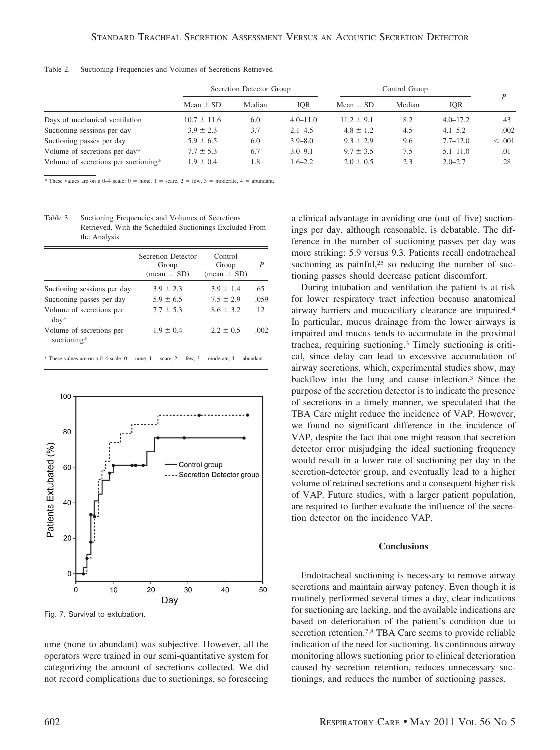Table 2. Suctioning Frequencies and Volumes of Secretions Retrieved

| | Secretion Detector Group | | | Control Group | | | P |
|---|---|---|---|---|---|---|---|
| | Mean ± SD | Median | IQR | Mean ± SD | Median | IQR | |
| Days of mechanical ventilation | 10.7 ± 11.6 | 6.0 | 4.0–11.0 | 11.2 ± 9.1 | 8.2 | 4.0–17.2 | .43 |
| Suctioning sessions per day | 3.9 ± 2.3 | 3.7 | 2.1–4.5 | 4.8 ± 1.2 | 4.5 | 4.1–5.2 | .002 |
| Suctioning passes per day | 5.9 ± 6.5 | 6.0 | 3.9–8.0 | 9.3 ± 2.9 | 9.6 | 7.7–12.0 | < .001 |
| Volume of secretions per day* | 7.7 ± 5.3 | 6.7 | 3.0–9.1 | 9.7 ± 3.5 | 7.5 | 5.1–11.0 | .01 |
| Volume of secretions per suctioning* | 1.9 ± 0.4 | 1.8 | 1.6–2.2 | 2.0 ± 0.5 | 2.3 | 2.0–2.7 | .28 |

* These values are on a 0–4 scale: 0 = none, 1 = scare, 2 = few, 3 = moderate, 4 = abundant.

Table 3. Suctioning Frequencies and Volumes of Secretions Retrieved, With the Scheduled Suctionings Excluded From the Analysis

| | Secretion Detector Group (mean ± SD) | Control Group (mean ± SD) | P |
|---|---|---|---|
| Suctioning sessions per day | 3.9 ± 2.3 | 3.9 ± 1.4 | .65 |
| Suctioning passes per day | 5.9 ± 6.5 | 7.5 ± 2.9 | .059 |
| Volume of secretions per day* | 7.7 ± 5.3 | 8.6 ± 3.2 | .12 |
| Volume of secretions per suctioning* | 1.9 ± 0.4 | 2.2 ± 0.5 | .002 |

* These values are on a 0–4 scale: 0 = none, 1 = scare, 2 = few, 3 = moderate, 4 = abundant.

Fig. 7. Survival to extubation.

ume (none to abundant) was subjective. However, all the operators were trained in our semi-quantitative system for categorizing the amount of secretions collected. We did not record complications due to suctionings, so foreseeing a clinical advantage in avoiding one (out of five) suctionings per day, although reasonable, is debatable. The difference in the number of suctioning passes per day was more striking: 5.9 versus 9.3. Patients recall endotracheal suctioning as painful,[25] so reducing the number of suctioning passes should decrease patient discomfort.

During intubation and ventilation the patient is at risk for lower respiratory tract infection because anatomical airway barriers and mucociliary clearance are impaired.[4] In particular, mucus drainage from the lower airways is impaired and mucus tends to accumulate in the proximal trachea, requiring suctioning.[3] Timely suctioning is critical, since delay can lead to excessive accumulation of airway secretions, which, experimental studies show, may backflow into the lung and cause infection.[3] Since the purpose of the secretion detector is to indicate the presence of secretions in a timely manner, we speculated that the TBA Care might reduce the incidence of VAP. However, we found no significant difference in the incidence of VAP, despite the fact that one might reason that secretion detector error misjudging the ideal suctioning frequency would result in a lower rate of suctioning per day in the secretion-detector group, and eventually lead to a higher volume of retained secretions and a consequent higher risk of VAP. Future studies, with a larger patient population, are required to further evaluate the influence of the secretion detector on the incidence VAP.

## Conclusions

Endotracheal suctioning is necessary to remove airway secretions and maintain airway patency. Even though it is routinely performed several times a day, clear indications for suctioning are lacking, and the available indications are based on deterioration of the patient's condition due to secretion retention.[7,8] TBA Care seems to provide reliable indication of the need for suctioning. Its continuous airway monitoring allows suctioning prior to clinical deterioration caused by secretion retention, reduces unnecessary suctionings, and reduces the number of suctioning passes.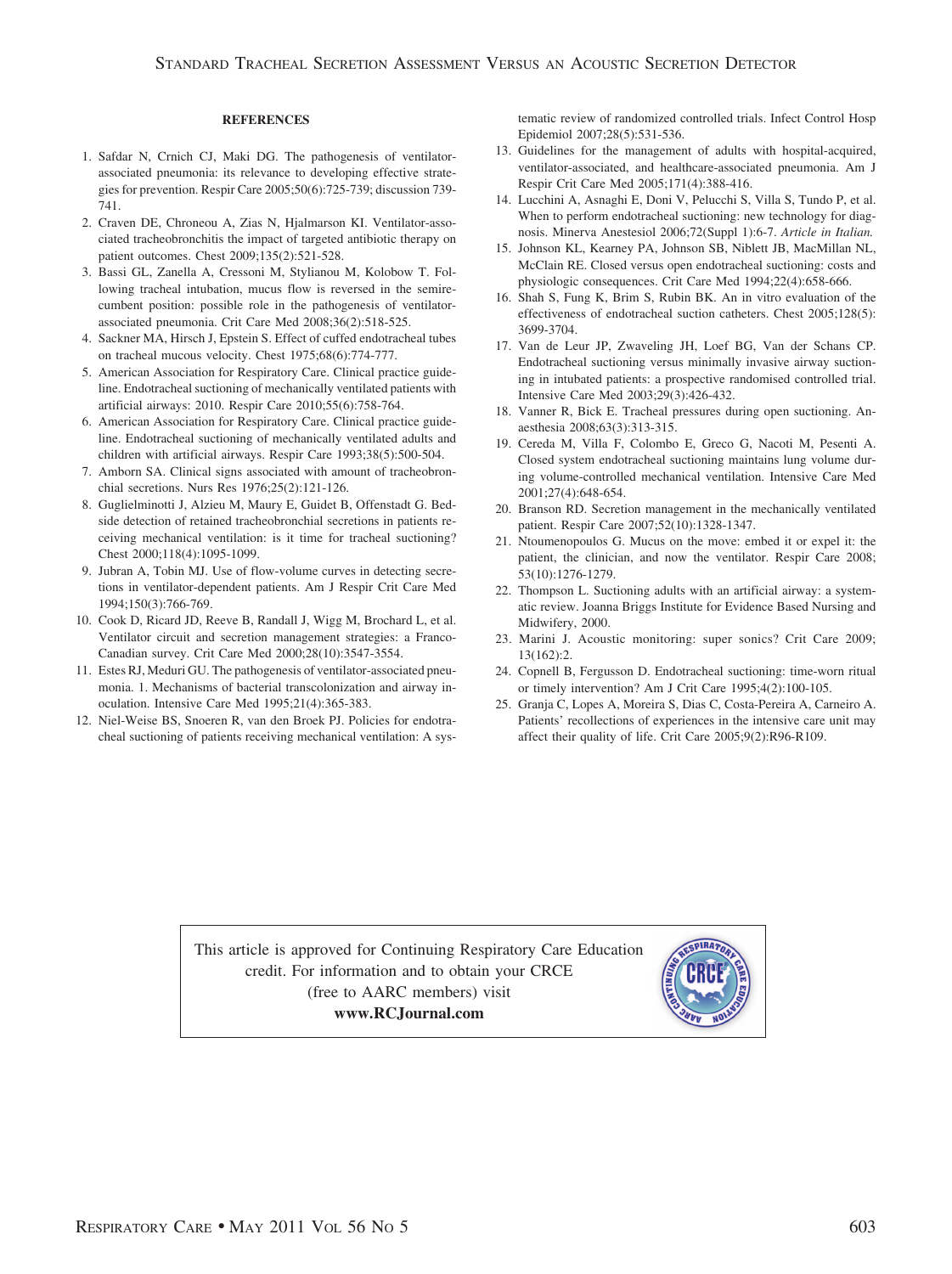## REFERENCES

1. Safdar N, Crnich CJ, Maki DG. The pathogenesis of ventilator-associated pneumonia: its relevance to developing effective strategies for prevention. Respir Care 2005;50(6):725-739; discussion 739-741.
2. Craven DE, Chroneou A, Zias N, Hjalmarson KI. Ventilator-associated tracheobronchitis the impact of targeted antibiotic therapy on patient outcomes. Chest 2009;135(2):521-528.
3. Bassi GL, Zanella A, Cressoni M, Stylianou M, Kolobow T. Following tracheal intubation, mucus flow is reversed in the semirecumbent position: possible role in the pathogenesis of ventilator-associated pneumonia. Crit Care Med 2008;36(2):518-525.
4. Sackner MA, Hirsch J, Epstein S. Effect of cuffed endotracheal tubes on tracheal mucous velocity. Chest 1975;68(6):774-777.
5. American Association for Respiratory Care. Clinical practice guideline. Endotracheal suctioning of mechanically ventilated patients with artificial airways: 2010. Respir Care 2010;55(6):758-764.
6. American Association for Respiratory Care. Clinical practice guideline. Endotracheal suctioning of mechanically ventilated adults and children with artificial airways. Respir Care 1993;38(5):500-504.
7. Amborn SA. Clinical signs associated with amount of tracheobronchial secretions. Nurs Res 1976;25(2):121-126.
8. Guglielminotti J, Alzieu M, Maury E, Guidet B, Offenstadt G. Bedside detection of retained tracheobronchial secretions in patients receiving mechanical ventilation: is it time for tracheal suctioning? Chest 2000;118(4):1095-1099.
9. Jubran A, Tobin MJ. Use of flow-volume curves in detecting secretions in ventilator-dependent patients. Am J Respir Crit Care Med 1994;150(3):766-769.
10. Cook D, Ricard JD, Reeve B, Randall J, Wigg M, Brochard L, et al. Ventilator circuit and secretion management strategies: a Franco-Canadian survey. Crit Care Med 2000;28(10):3547-3554.
11. Estes RJ, Meduri GU. The pathogenesis of ventilator-associated pneumonia. 1. Mechanisms of bacterial transcolonization and airway inoculation. Intensive Care Med 1995;21(4):365-383.
12. Niel-Weise BS, Snoeren R, van den Broek PJ. Policies for endotracheal suctioning of patients receiving mechanical ventilation: A systematic review of randomized controlled trials. Infect Control Hosp Epidemiol 2007;28(5):531-536.
13. Guidelines for the management of adults with hospital-acquired, ventilator-associated, and healthcare-associated pneumonia. Am J Respir Crit Care Med 2005;171(4):388-416.
14. Lucchini A, Asnaghi E, Doni V, Pelucchi S, Villa S, Tundo P, et al. When to perform endotracheal suctioning: new technology for diagnosis. Minerva Anestesiol 2006;72(Suppl 1):6-7. *Article in Italian.*
15. Johnson KL, Kearney PA, Johnson SB, Niblett JB, MacMillan NL, McClain RE. Closed versus open endotracheal suctioning: costs and physiologic consequences. Crit Care Med 1994;22(4):658-666.
16. Shah S, Fung K, Brim S, Rubin BK. An in vitro evaluation of the effectiveness of endotracheal suction catheters. Chest 2005;128(5):3699-3704.
17. Van de Leur JP, Zwaveling JH, Loef BG, Van der Schans CP. Endotracheal suctioning versus minimally invasive airway suctioning in intubated patients: a prospective randomised controlled trial. Intensive Care Med 2003;29(3):426-432.
18. Vanner R, Bick E. Tracheal pressures during open suctioning. Anaesthesia 2008;63(3):313-315.
19. Cereda M, Villa F, Colombo E, Greco G, Nacoti M, Pesenti A. Closed system endotracheal suctioning maintains lung volume during volume-controlled mechanical ventilation. Intensive Care Med 2001;27(4):648-654.
20. Branson RD. Secretion management in the mechanically ventilated patient. Respir Care 2007;52(10):1328-1347.
21. Ntoumenopoulos G. Mucus on the move: embed it or expel it: the patient, the clinician, and now the ventilator. Respir Care 2008; 53(10):1276-1279.
22. Thompson L. Suctioning adults with an artificial airway: a systematic review. Joanna Briggs Institute for Evidence Based Nursing and Midwifery, 2000.
23. Marini J. Acoustic monitoring: super sonics? Crit Care 2009; 13(162):2.
24. Copnell B, Fergusson D. Endotracheal suctioning: time-worn ritual or timely intervention? Am J Crit Care 1995;4(2):100-105.
25. Granja C, Lopes A, Moreira S, Dias C, Costa-Pereira A, Carneiro A. Patients' recollections of experiences in the intensive care unit may affect their quality of life. Crit Care 2005;9(2):R96-R109.

This article is approved for Continuing Respiratory Care Education credit. For information and to obtain your CRCE (free to AARC members) visit **www.RCJournal.com**